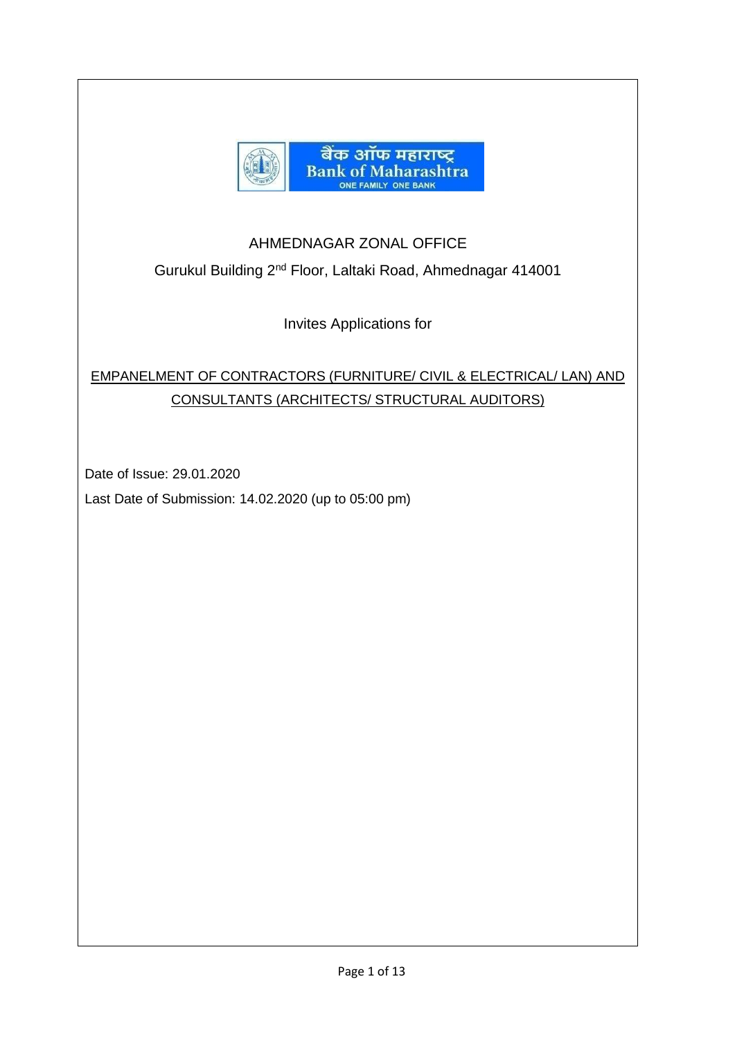बैंक ऑफ महाराष्ट्र
Bank of Maharashtra
ONE FAMILY ONE BANK

# AHMEDNAGAR ZONAL OFFICE

Gurukul Building 2nd Floor, Laltaki Road, Ahmednagar 414001

Invites Applications for

## EMPANELMENT OF CONTRACTORS (FURNITURE/ CIVIL & ELECTRICAL/ LAN) AND CONSULTANTS (ARCHITECTS/ STRUCTURAL AUDITORS)

Date of Issue: 29.01.2020

Last Date of Submission: 14.02.2020 (up to 05:00 pm)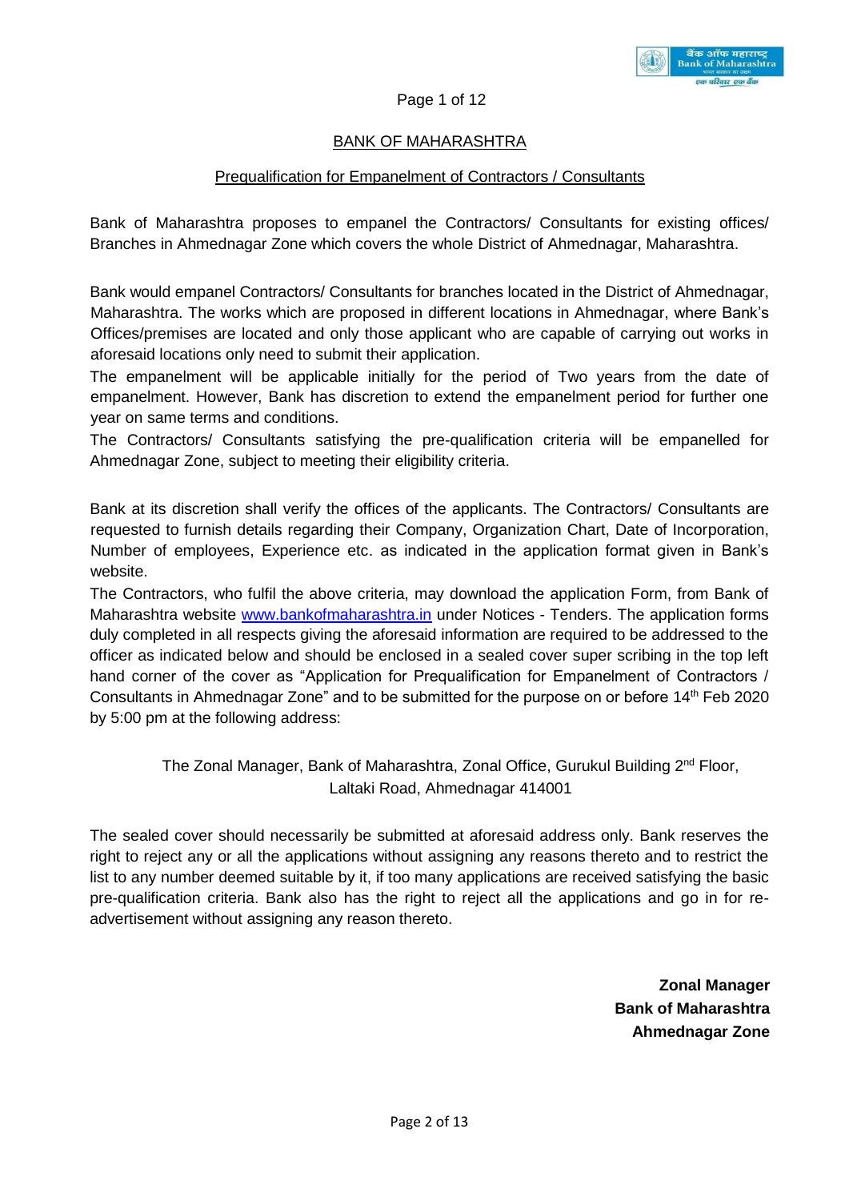## BANK OF MAHARASHTRA

### Prequalification for Empanelment of Contractors / Consultants

Bank of Maharashtra proposes to empanel the Contractors/ Consultants for existing offices/ Branches in Ahmednagar Zone which covers the whole District of Ahmednagar, Maharashtra.

Bank would empanel Contractors/ Consultants for branches located in the District of Ahmednagar, Maharashtra. The works which are proposed in different locations in Ahmednagar, where Bank's Offices/premises are located and only those applicant who are capable of carrying out works in aforesaid locations only need to submit their application.

The empanelment will be applicable initially for the period of Two years from the date of empanelment. However, Bank has discretion to extend the empanelment period for further one year on same terms and conditions.

The Contractors/ Consultants satisfying the pre-qualification criteria will be empanelled for Ahmednagar Zone, subject to meeting their eligibility criteria.

Bank at its discretion shall verify the offices of the applicants. The Contractors/ Consultants are requested to furnish details regarding their Company, Organization Chart, Date of Incorporation, Number of employees, Experience etc. as indicated in the application format given in Bank's website.

The Contractors, who fulfil the above criteria, may download the application Form, from Bank of Maharashtra website www.bankofmaharashtra.in under Notices - Tenders. The application forms duly completed in all respects giving the aforesaid information are required to be addressed to the officer as indicated below and should be enclosed in a sealed cover super scribing in the top left hand corner of the cover as "Application for Prequalification for Empanelment of Contractors / Consultants in Ahmednagar Zone" and to be submitted for the purpose on or before 14th Feb 2020 by 5:00 pm at the following address:

The Zonal Manager, Bank of Maharashtra, Zonal Office, Gurukul Building 2nd Floor, Laltaki Road, Ahmednagar 414001

The sealed cover should necessarily be submitted at aforesaid address only. Bank reserves the right to reject any or all the applications without assigning any reasons thereto and to restrict the list to any number deemed suitable by it, if too many applications are received satisfying the basic pre-qualification criteria. Bank also has the right to reject all the applications and go in for re-advertisement without assigning any reason thereto.

**Zonal Manager**
**Bank of Maharashtra**
**Ahmednagar Zone**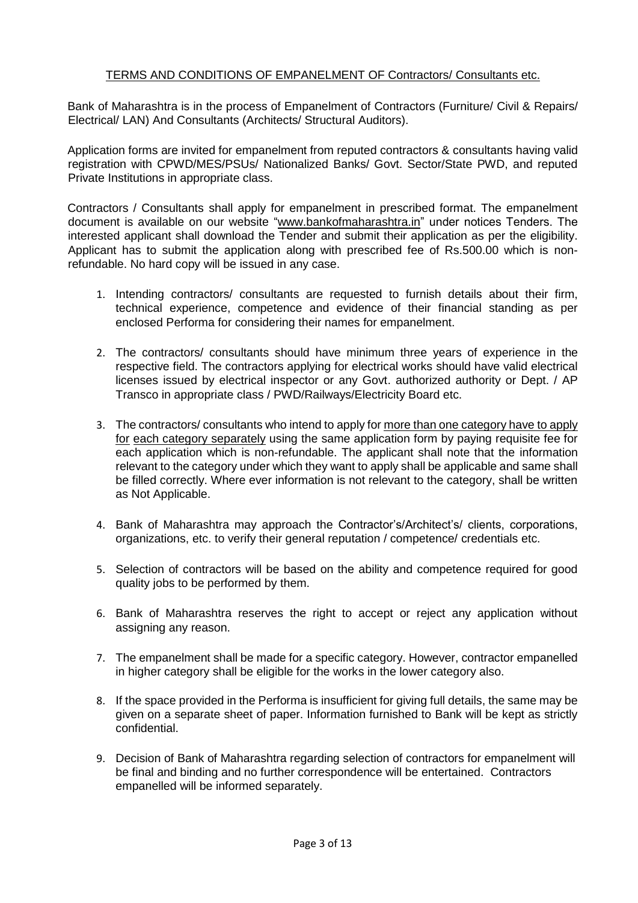## TERMS AND CONDITIONS OF EMPANELMENT OF Contractors/ Consultants etc.

Bank of Maharashtra is in the process of Empanelment of Contractors (Furniture/ Civil & Repairs/ Electrical/ LAN) And Consultants (Architects/ Structural Auditors).

Application forms are invited for empanelment from reputed contractors & consultants having valid registration with CPWD/MES/PSUs/ Nationalized Banks/ Govt. Sector/State PWD, and reputed Private Institutions in appropriate class.

Contractors / Consultants shall apply for empanelment in prescribed format. The empanelment document is available on our website "www.bankofmaharashtra.in" under notices Tenders. The interested applicant shall download the Tender and submit their application as per the eligibility. Applicant has to submit the application along with prescribed fee of Rs.500.00 which is non-refundable. No hard copy will be issued in any case.

1. Intending contractors/ consultants are requested to furnish details about their firm, technical experience, competence and evidence of their financial standing as per enclosed Performa for considering their names for empanelment.

2. The contractors/ consultants should have minimum three years of experience in the respective field. The contractors applying for electrical works should have valid electrical licenses issued by electrical inspector or any Govt. authorized authority or Dept. / AP Transco in appropriate class / PWD/Railways/Electricity Board etc.

3. The contractors/ consultants who intend to apply for more than one category have to apply for each category separately using the same application form by paying requisite fee for each application which is non-refundable. The applicant shall note that the information relevant to the category under which they want to apply shall be applicable and same shall be filled correctly. Where ever information is not relevant to the category, shall be written as Not Applicable.

4. Bank of Maharashtra may approach the Contractor's/Architect's/ clients, corporations, organizations, etc. to verify their general reputation / competence/ credentials etc.

5. Selection of contractors will be based on the ability and competence required for good quality jobs to be performed by them.

6. Bank of Maharashtra reserves the right to accept or reject any application without assigning any reason.

7. The empanelment shall be made for a specific category. However, contractor empanelled in higher category shall be eligible for the works in the lower category also.

8. If the space provided in the Performa is insufficient for giving full details, the same may be given on a separate sheet of paper. Information furnished to Bank will be kept as strictly confidential.

9. Decision of Bank of Maharashtra regarding selection of contractors for empanelment will be final and binding and no further correspondence will be entertained. Contractors empanelled will be informed separately.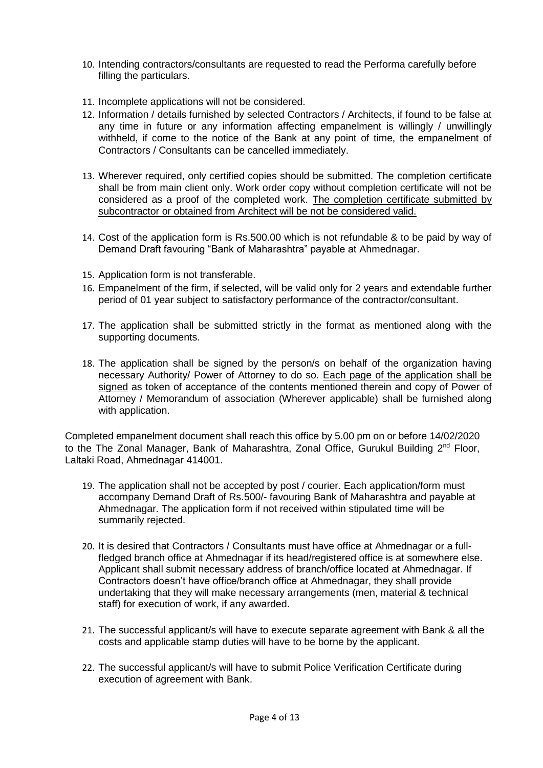10. Intending contractors/consultants are requested to read the Performa carefully before filling the particulars.

11. Incomplete applications will not be considered.

12. Information / details furnished by selected Contractors / Architects, if found to be false at any time in future or any information affecting empanelment is willingly / unwillingly withheld, if come to the notice of the Bank at any point of time, the empanelment of Contractors / Consultants can be cancelled immediately.

13. Wherever required, only certified copies should be submitted. The completion certificate shall be from main client only. Work order copy without completion certificate will not be considered as a proof of the completed work. <u>The completion certificate submitted by subcontractor or obtained from Architect will be not be considered valid.</u>

14. Cost of the application form is Rs.500.00 which is not refundable & to be paid by way of Demand Draft favouring "Bank of Maharashtra" payable at Ahmednagar.

15. Application form is not transferable.

16. Empanelment of the firm, if selected, will be valid only for 2 years and extendable further period of 01 year subject to satisfactory performance of the contractor/consultant.

17. The application shall be submitted strictly in the format as mentioned along with the supporting documents.

18. The application shall be signed by the person/s on behalf of the organization having necessary Authority/ Power of Attorney to do so. <u>Each page of the application shall be signed</u> as token of acceptance of the contents mentioned therein and copy of Power of Attorney / Memorandum of association (Wherever applicable) shall be furnished along with application.

Completed empanelment document shall reach this office by 5.00 pm on or before 14/02/2020 to the The Zonal Manager, Bank of Maharashtra, Zonal Office, Gurukul Building 2nd Floor, Laltaki Road, Ahmednagar 414001.

19. The application shall not be accepted by post / courier. Each application/form must accompany Demand Draft of Rs.500/- favouring Bank of Maharashtra and payable at Ahmednagar. The application form if not received within stipulated time will be summarily rejected.

20. It is desired that Contractors / Consultants must have office at Ahmednagar or a full-fledged branch office at Ahmednagar if its head/registered office is at somewhere else. Applicant shall submit necessary address of branch/office located at Ahmednagar. If Contractors doesn't have office/branch office at Ahmednagar, they shall provide undertaking that they will make necessary arrangements (men, material & technical staff) for execution of work, if any awarded.

21. The successful applicant/s will have to execute separate agreement with Bank & all the costs and applicable stamp duties will have to be borne by the applicant.

22. The successful applicant/s will have to submit Police Verification Certificate during execution of agreement with Bank.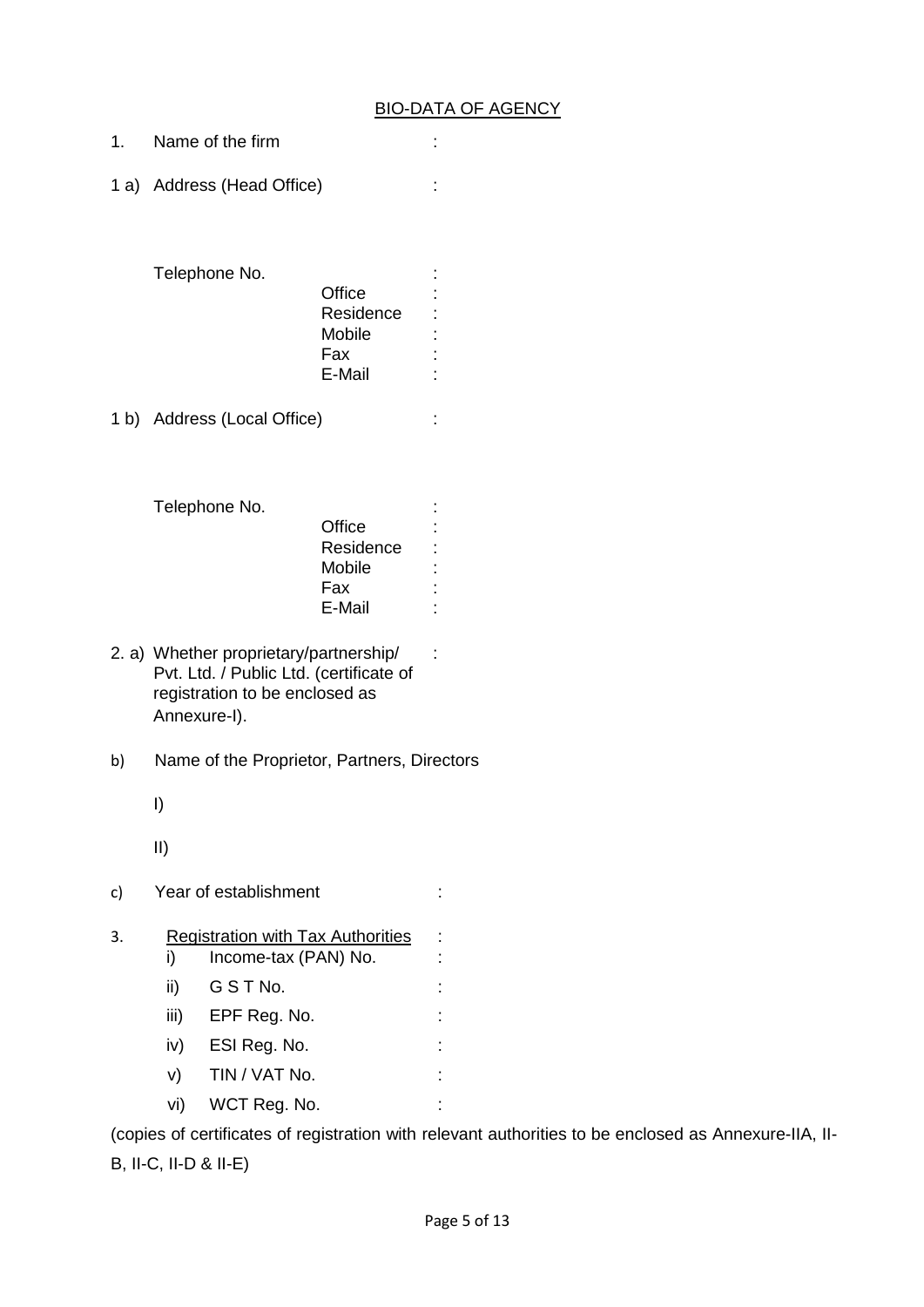## BIO-DATA OF AGENCY

1. Name of the firm :

1 a) Address (Head Office) :

Telephone No. :
- Office :
- Residence :
- Mobile :
- Fax :
- E-Mail :

1 b) Address (Local Office) :

Telephone No. :
- Office :
- Residence :
- Mobile :
- Fax :
- E-Mail :

2. a) Whether proprietary/partnership/ Pvt. Ltd. / Public Ltd. (certificate of registration to be enclosed as Annexure-I). :

b) Name of the Proprietor, Partners, Directors

I)

II)

c) Year of establishment :

3. Registration with Tax Authorities :
   - i) Income-tax (PAN) No. :
   - ii) G S T No. :
   - iii) EPF Reg. No. :
   - iv) ESI Reg. No. :
   - v) TIN / VAT No. :
   - vi) WCT Reg. No. :

(copies of certificates of registration with relevant authorities to be enclosed as Annexure-IIA, II-B, II-C, II-D & II-E)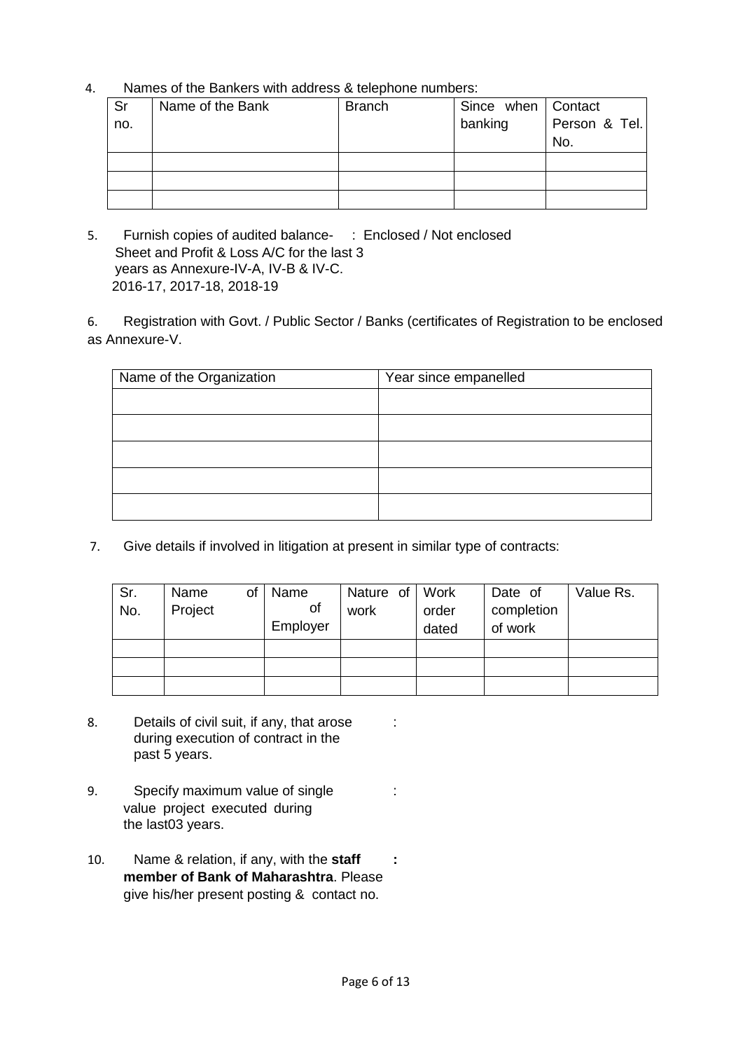4. Names of the Bankers with address & telephone numbers:

| Sr no. | Name of the Bank | Branch | Since when banking | Contact Person & Tel. No. |
|---|---|---|---|---|
| | | | | |
| | | | | |
| | | | | |

5. Furnish copies of audited balance- : Enclosed / Not enclosed
   Sheet and Profit & Loss A/C for the last 3
   years as Annexure-IV-A, IV-B & IV-C.
   2016-17, 2017-18, 2018-19

6. Registration with Govt. / Public Sector / Banks (certificates of Registration to be enclosed as Annexure-V.

| Name of the Organization | Year since empanelled |
|---|---|
| | |
| | |
| | |
| | |
| | |

7. Give details if involved in litigation at present in similar type of contracts:

| Sr. No. | Name of Project | Name of Employer | Nature of work | Work order dated | Date of completion of work | Value Rs. |
|---|---|---|---|---|---|---|
| | | | | | | |
| | | | | | | |
| | | | | | | |

8. Details of civil suit, if any, that arose during execution of contract in the past 5 years. :

9. Specify maximum value of single value project executed during the last03 years. :

10. Name & relation, if any, with the **staff member of Bank of Maharashtra**. Please give his/her present posting & contact no. **:**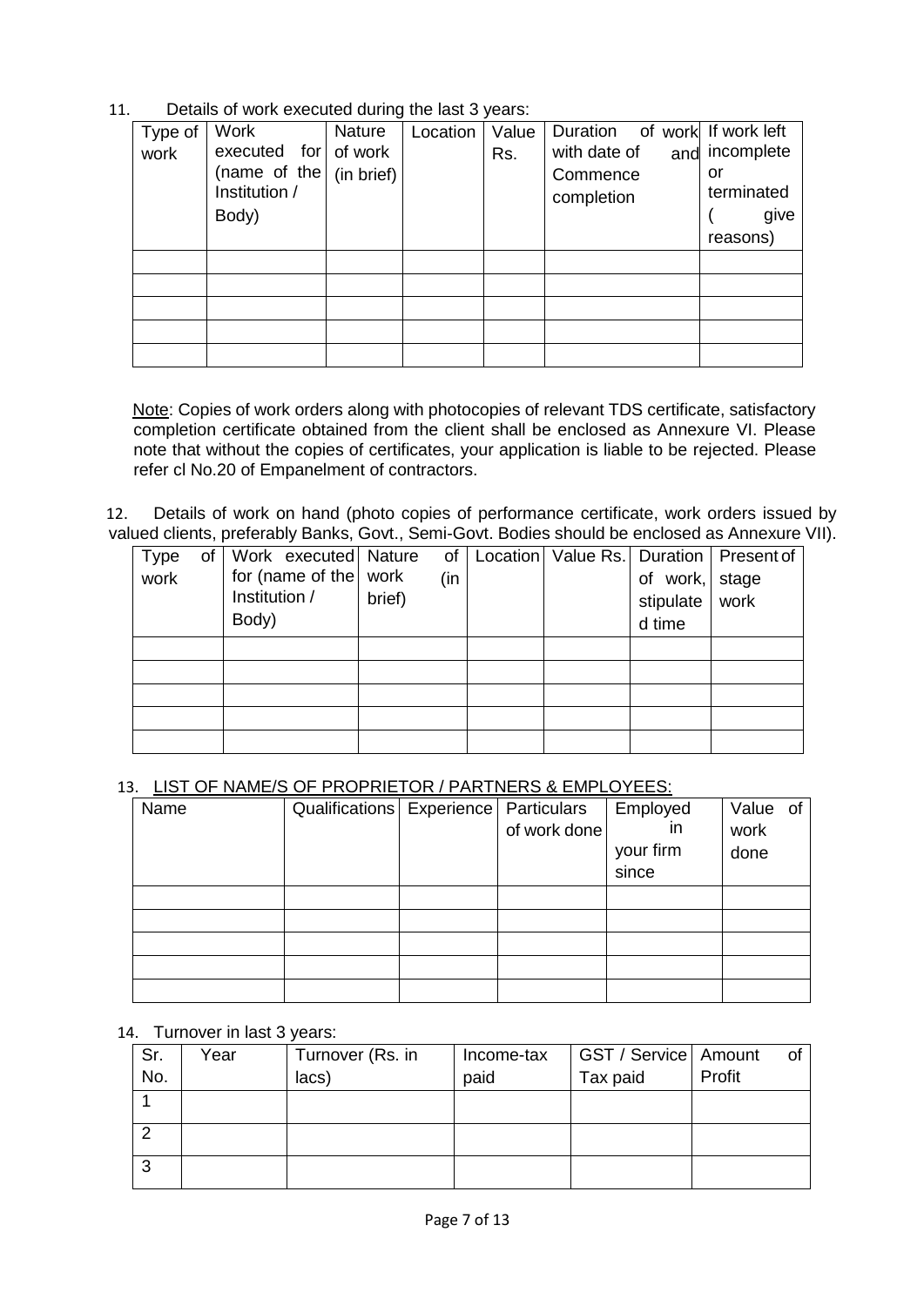11. Details of work executed during the last 3 years:

| Type of work | Work executed for (name of the Institution / Body) | Nature of work (in brief) | Location | Value Rs. | Duration of work with date of Commence and completion | If work left incomplete or terminated ( give reasons) |
|---|---|---|---|---|---|---|
| | | | | | | |
| | | | | | | |
| | | | | | | |
| | | | | | | |
| | | | | | | |

Note: Copies of work orders along with photocopies of relevant TDS certificate, satisfactory completion certificate obtained from the client shall be enclosed as Annexure VI. Please note that without the copies of certificates, your application is liable to be rejected. Please refer cl No.20 of Empanelment of contractors.

12. Details of work on hand (photo copies of performance certificate, work orders issued by valued clients, preferably Banks, Govt., Semi-Govt. Bodies should be enclosed as Annexure VII).

| Type of work | Work executed for (name of the Institution / Body) | Nature of work (in brief) | Location | Value Rs. | Duration of work, stipulated time | Present stage of work |
|---|---|---|---|---|---|---|
| | | | | | | |
| | | | | | | |
| | | | | | | |
| | | | | | | |
| | | | | | | |

13. LIST OF NAME/S OF PROPRIETOR / PARTNERS & EMPLOYEES:

| Name | Qualifications | Experience | Particulars of work done | Employed in your firm since | Value of work done |
|---|---|---|---|---|---|
| | | | | | |
| | | | | | |
| | | | | | |
| | | | | | |
| | | | | | |

14. Turnover in last 3 years:

| Sr. No. | Year | Turnover (Rs. in lacs) | Income-tax paid | GST / Service Tax paid | Amount of Profit |
|---|---|---|---|---|---|
| 1 | | | | | |
| 2 | | | | | |
| 3 | | | | | |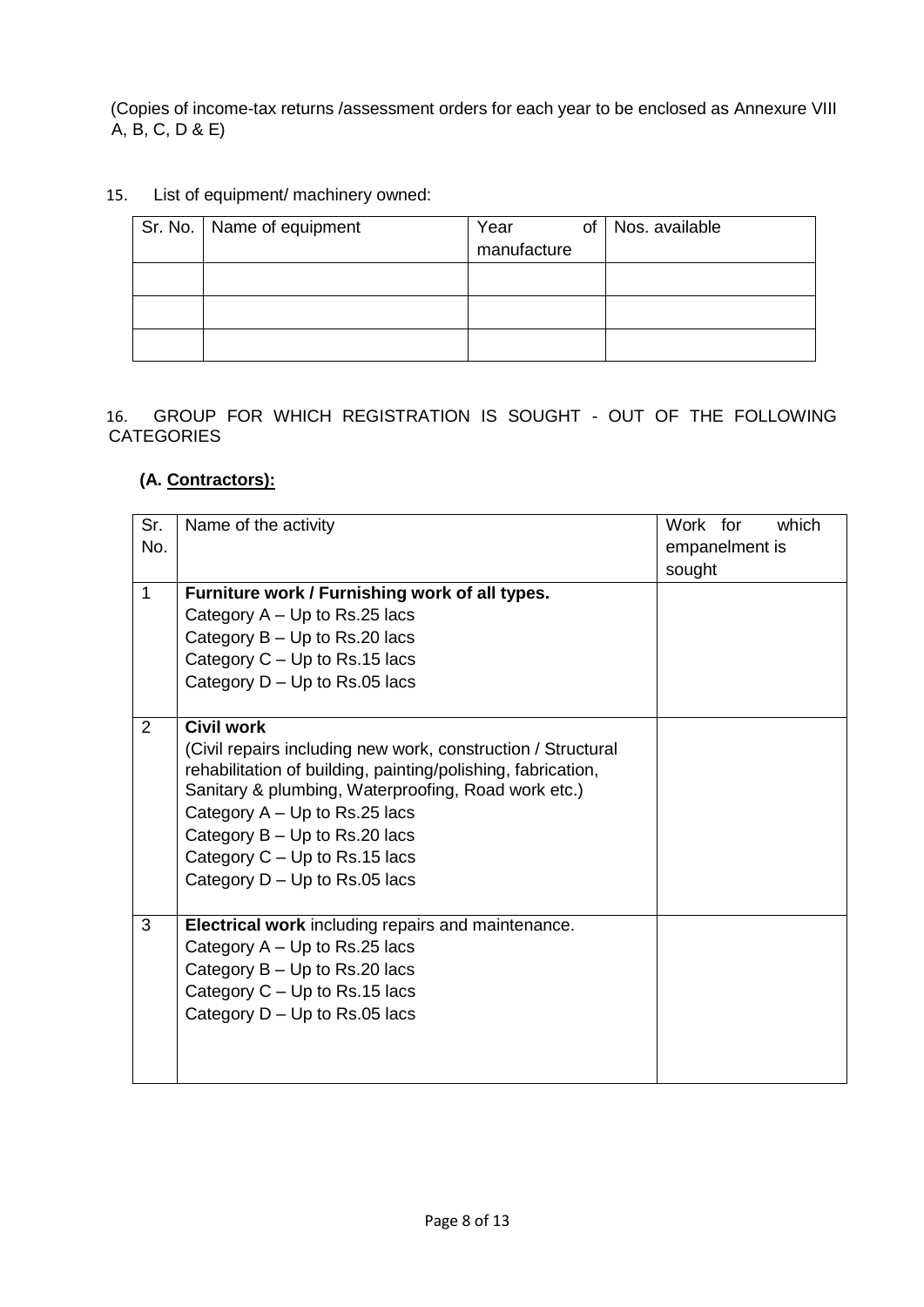(Copies of income-tax returns /assessment orders for each year to be enclosed as Annexure VIII A, B, C, D & E)

15. List of equipment/ machinery owned:

| Sr. No. | Name of equipment | Year of manufacture | Nos. available |
|---|---|---|---|
| | | | |
| | | | |
| | | | |

16. GROUP FOR WHICH REGISTRATION IS SOUGHT - OUT OF THE FOLLOWING CATEGORIES

**(A. <u>Contractors</u>):**

| Sr. No. | Name of the activity | Work for which empanelment is sought |
|---|---|---|
| 1 | **Furniture work / Furnishing work of all types.**<br>Category A – Up to Rs.25 lacs<br>Category B – Up to Rs.20 lacs<br>Category C – Up to Rs.15 lacs<br>Category D – Up to Rs.05 lacs | |
| 2 | **Civil work**<br>(Civil repairs including new work, construction / Structural rehabilitation of building, painting/polishing, fabrication, Sanitary & plumbing, Waterproofing, Road work etc.)<br>Category A – Up to Rs.25 lacs<br>Category B – Up to Rs.20 lacs<br>Category C – Up to Rs.15 lacs<br>Category D – Up to Rs.05 lacs | |
| 3 | **Electrical work** including repairs and maintenance.<br>Category A – Up to Rs.25 lacs<br>Category B – Up to Rs.20 lacs<br>Category C – Up to Rs.15 lacs<br>Category D – Up to Rs.05 lacs | |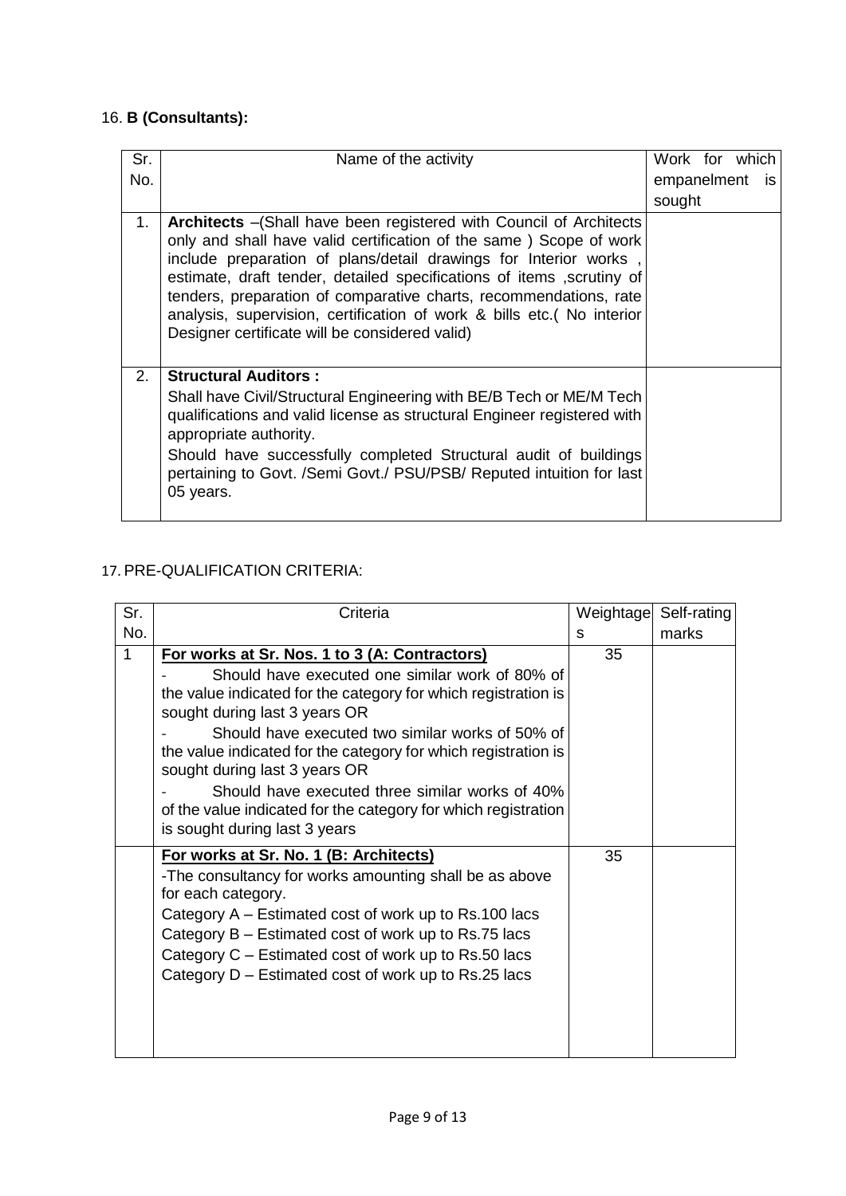16. **B (Consultants):**

| Sr. No. | Name of the activity | Work for which empanelment is sought |
|---|---|---|
| 1. | **Architects** –(Shall have been registered with Council of Architects only and shall have valid certification of the same ) Scope of work include preparation of plans/detail drawings for Interior works , estimate, draft tender, detailed specifications of items ,scrutiny of tenders, preparation of comparative charts, recommendations, rate analysis, supervision, certification of work & bills etc.( No interior Designer certificate will be considered valid) | |
| 2. | **Structural Auditors :** Shall have Civil/Structural Engineering with BE/B Tech or ME/M Tech qualifications and valid license as structural Engineer registered with appropriate authority. Should have successfully completed Structural audit of buildings pertaining to Govt. /Semi Govt./ PSU/PSB/ Reputed intuition for last 05 years. | |

17. PRE-QUALIFICATION CRITERIA:

| Sr. No. | Criteria | Weightages | Self-rating marks |
|---|---|---|---|
| 1 | <u>For works at Sr. Nos. 1 to 3 (A: Contractors)</u><br>- Should have executed one similar work of 80% of the value indicated for the category for which registration is sought during last 3 years OR<br>- Should have executed two similar works of 50% of the value indicated for the category for which registration is sought during last 3 years OR<br>- Should have executed three similar works of 40% of the value indicated for the category for which registration is sought during last 3 years | 35 | |
| | <u>For works at Sr. No. 1 (B: Architects)</u><br>-The consultancy for works amounting shall be as above for each category.<br>Category A – Estimated cost of work up to Rs.100 lacs<br>Category B – Estimated cost of work up to Rs.75 lacs<br>Category C – Estimated cost of work up to Rs.50 lacs<br>Category D – Estimated cost of work up to Rs.25 lacs | 35 | |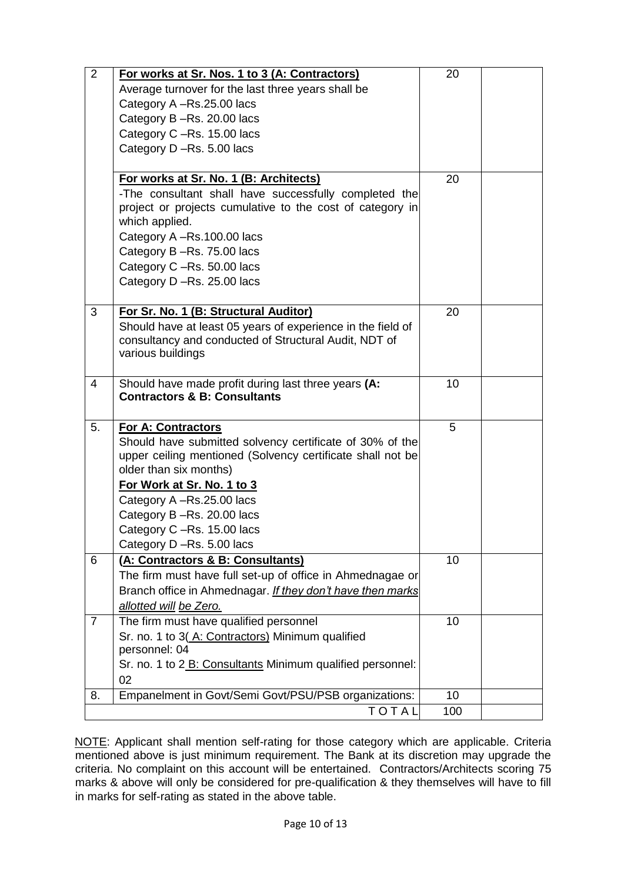| 2 | **For works at Sr. Nos. 1 to 3 (A: Contractors)**<br>Average turnover for the last three years shall be<br>Category A –Rs.25.00 lacs<br>Category B –Rs. 20.00 lacs<br>Category C –Rs. 15.00 lacs<br>Category D –Rs. 5.00 lacs | 20 | |
|---|---|---|---|
| | **For works at Sr. No. 1 (B: Architects)**<br>-The consultant shall have successfully completed the project or projects cumulative to the cost of category in which applied.<br>Category A –Rs.100.00 lacs<br>Category B –Rs. 75.00 lacs<br>Category C –Rs. 50.00 lacs<br>Category D –Rs. 25.00 lacs | 20 | |
| 3 | **For Sr. No. 1 (B: Structural Auditor)**<br>Should have at least 05 years of experience in the field of consultancy and conducted of Structural Audit, NDT of various buildings | 20 | |
| 4 | Should have made profit during last three years **(A: Contractors & B: Consultants** | 10 | |
| 5. | **For A: Contractors**<br>Should have submitted solvency certificate of 30% of the upper ceiling mentioned (Solvency certificate shall not be older than six months)<br>**For Work at Sr. No. 1 to 3**<br>Category A –Rs.25.00 lacs<br>Category B –Rs. 20.00 lacs<br>Category C –Rs. 15.00 lacs<br>Category D –Rs. 5.00 lacs | 5 | |
| 6 | **(A: Contractors & B: Consultants)**<br>The firm must have full set-up of office in Ahmednagae or Branch office in Ahmednagar. *If they don't have then marks allotted will be Zero.* | 10 | |
| 7 | The firm must have qualified personnel<br>Sr. no. 1 to 3( A: Contractors) Minimum qualified personnel: 04<br>Sr. no. 1 to 2 B: Consultants Minimum qualified personnel: 02 | 10 | |
| 8. | Empanelment in Govt/Semi Govt/PSU/PSB organizations: | 10 | |
| | TOTAL | 100 | |

NOTE: Applicant shall mention self-rating for those category which are applicable. Criteria mentioned above is just minimum requirement. The Bank at its discretion may upgrade the criteria. No complaint on this account will be entertained. Contractors/Architects scoring 75 marks & above will only be considered for pre-qualification & they themselves will have to fill in marks for self-rating as stated in the above table.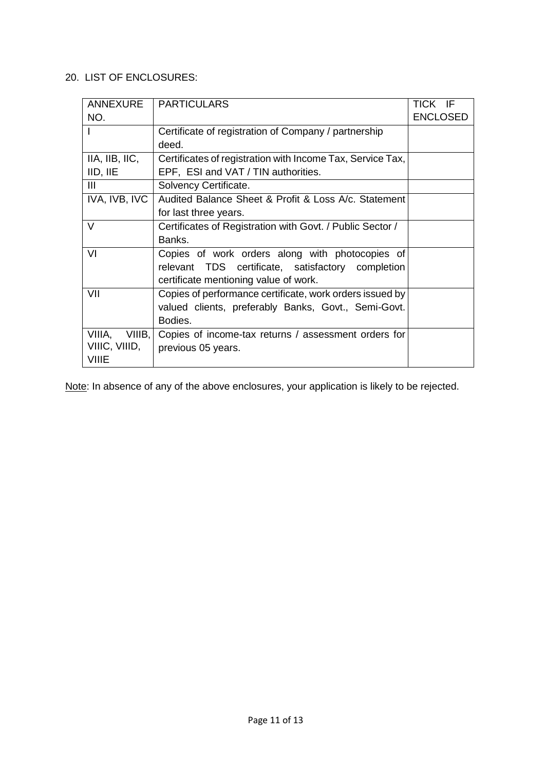20. LIST OF ENCLOSURES:

| ANNEXURE NO. | PARTICULARS | TICK IF ENCLOSED |
|---|---|---|
| I | Certificate of registration of Company / partnership deed. | |
| IIA, IIB, IIC, IID, IIE | Certificates of registration with Income Tax, Service Tax, EPF, ESI and VAT / TIN authorities. | |
| III | Solvency Certificate. | |
| IVA, IVB, IVC | Audited Balance Sheet & Profit & Loss A/c. Statement for last three years. | |
| V | Certificates of Registration with Govt. / Public Sector / Banks. | |
| VI | Copies of work orders along with photocopies of relevant TDS certificate, satisfactory completion certificate mentioning value of work. | |
| VII | Copies of performance certificate, work orders issued by valued clients, preferably Banks, Govt., Semi-Govt. Bodies. | |
| VIIIA, VIIIB, VIIIC, VIIID, VIIIE | Copies of income-tax returns / assessment orders for previous 05 years. | |

Note: In absence of any of the above enclosures, your application is likely to be rejected.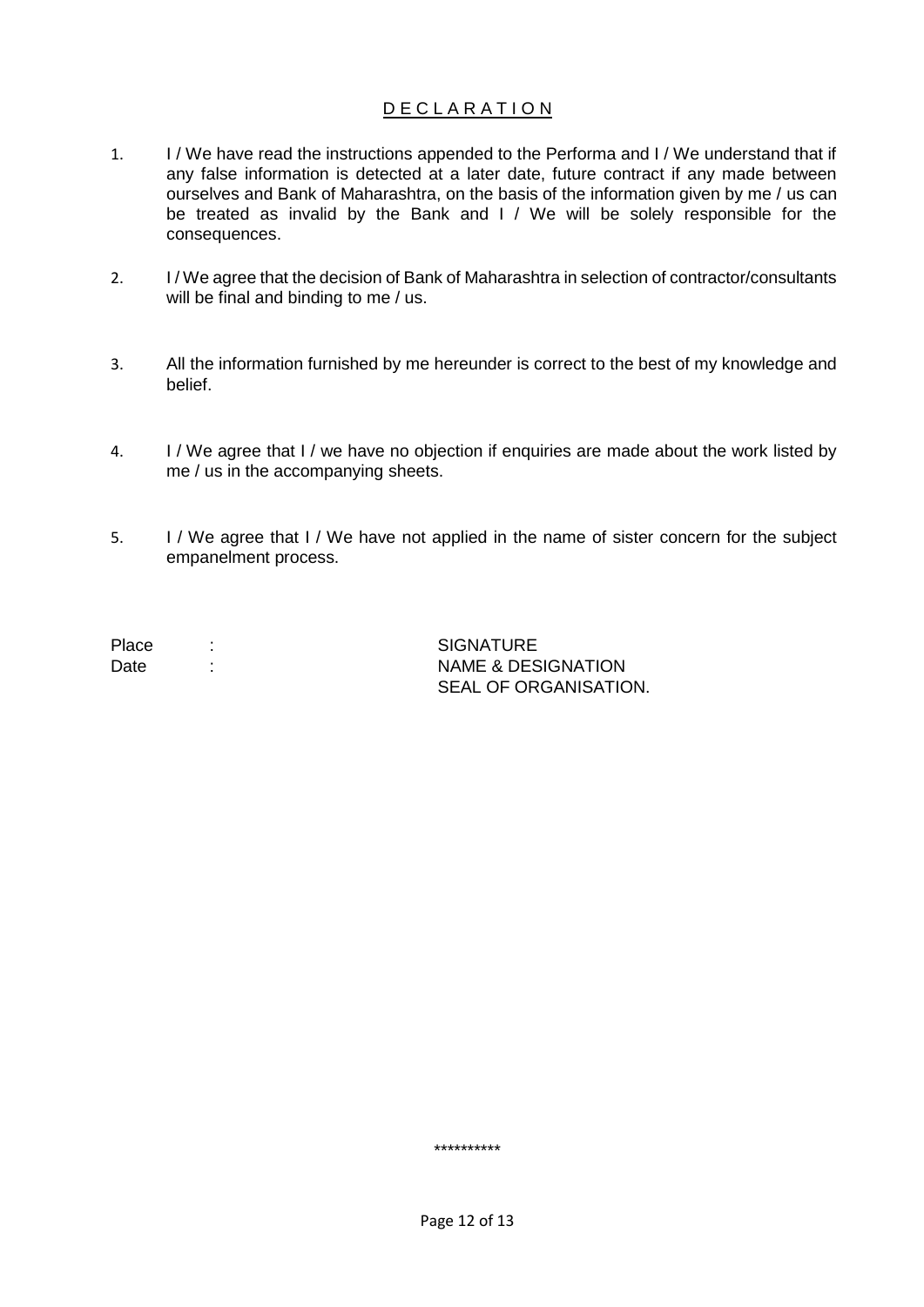# D E C L A R A T I O N

1. I / We have read the instructions appended to the Performa and I / We understand that if any false information is detected at a later date, future contract if any made between ourselves and Bank of Maharashtra, on the basis of the information given by me / us can be treated as invalid by the Bank and I / We will be solely responsible for the consequences.

2. I / We agree that the decision of Bank of Maharashtra in selection of contractor/consultants will be final and binding to me / us.

3. All the information furnished by me hereunder is correct to the best of my knowledge and belief.

4. I / We agree that I / we have no objection if enquiries are made about the work listed by me / us in the accompanying sheets.

5. I / We agree that I / We have not applied in the name of sister concern for the subject empanelment process.

Place :

Date :

SIGNATURE
NAME & DESIGNATION
SEAL OF ORGANISATION.

\*\*\*\*\*\*\*\*\*\*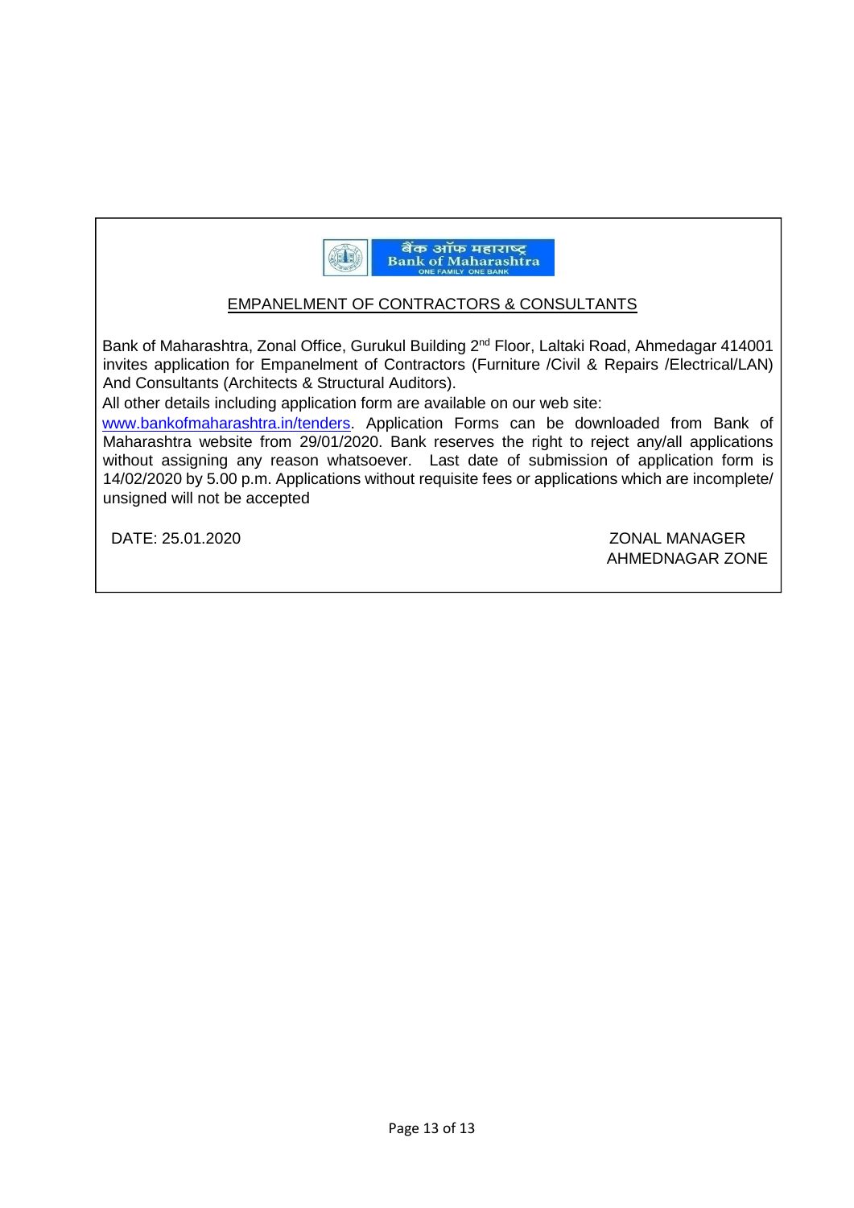बैंक ऑफ महाराष्ट्र
Bank of Maharashtra
ONE FAMILY ONE BANK

## EMPANELMENT OF CONTRACTORS & CONSULTANTS

Bank of Maharashtra, Zonal Office, Gurukul Building 2nd Floor, Laltaki Road, Ahmedagar 414001 invites application for Empanelment of Contractors (Furniture /Civil & Repairs /Electrical/LAN) And Consultants (Architects & Structural Auditors).

All other details including application form are available on our web site:

www.bankofmaharashtra.in/tenders. Application Forms can be downloaded from Bank of Maharashtra website from 29/01/2020. Bank reserves the right to reject any/all applications without assigning any reason whatsoever. Last date of submission of application form is 14/02/2020 by 5.00 p.m. Applications without requisite fees or applications which are incomplete/ unsigned will not be accepted

DATE: 25.01.2020

ZONAL MANAGER
AHMEDNAGAR ZONE